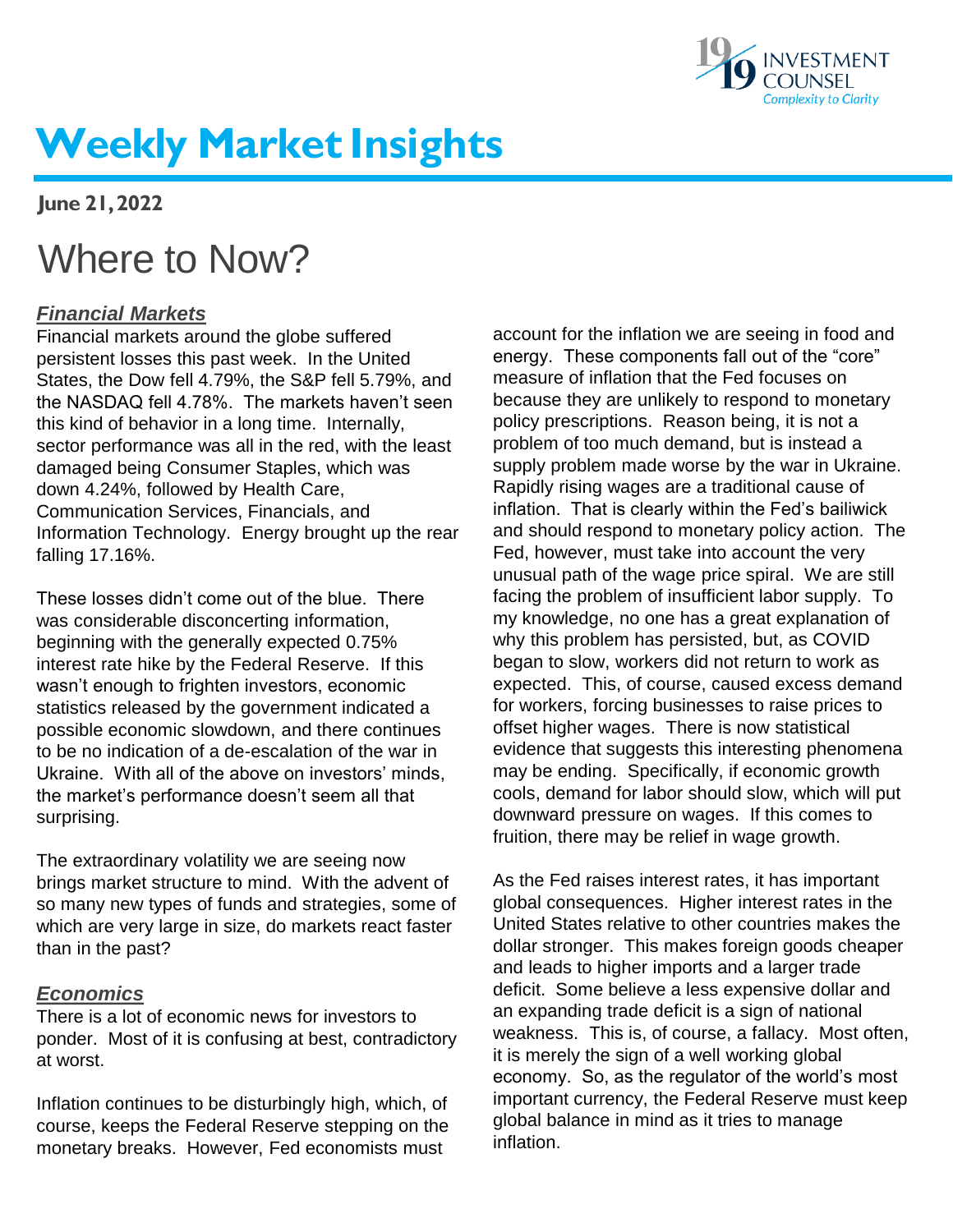# Weekly Market Insights

**June 21, 2022**

## Where to Now?

### ***Financial Markets***

Financial markets around the globe suffered persistent losses this past week. In the United States, the Dow fell 4.79%, the S&P fell 5.79%, and the NASDAQ fell 4.78%. The markets haven't seen this kind of behavior in a long time. Internally, sector performance was all in the red, with the least damaged being Consumer Staples, which was down 4.24%, followed by Health Care, Communication Services, Financials, and Information Technology. Energy brought up the rear falling 17.16%.

These losses didn't come out of the blue. There was considerable disconcerting information, beginning with the generally expected 0.75% interest rate hike by the Federal Reserve. If this wasn't enough to frighten investors, economic statistics released by the government indicated a possible economic slowdown, and there continues to be no indication of a de-escalation of the war in Ukraine. With all of the above on investors' minds, the market's performance doesn't seem all that surprising.

The extraordinary volatility we are seeing now brings market structure to mind. With the advent of so many new types of funds and strategies, some of which are very large in size, do markets react faster than in the past?

### ***Economics***

There is a lot of economic news for investors to ponder. Most of it is confusing at best, contradictory at worst.

Inflation continues to be disturbingly high, which, of course, keeps the Federal Reserve stepping on the monetary breaks. However, Fed economists must account for the inflation we are seeing in food and energy. These components fall out of the "core" measure of inflation that the Fed focuses on because they are unlikely to respond to monetary policy prescriptions. Reason being, it is not a problem of too much demand, but is instead a supply problem made worse by the war in Ukraine. Rapidly rising wages are a traditional cause of inflation. That is clearly within the Fed's bailiwick and should respond to monetary policy action. The Fed, however, must take into account the very unusual path of the wage price spiral. We are still facing the problem of insufficient labor supply. To my knowledge, no one has a great explanation of why this problem has persisted, but, as COVID began to slow, workers did not return to work as expected. This, of course, caused excess demand for workers, forcing businesses to raise prices to offset higher wages. There is now statistical evidence that suggests this interesting phenomena may be ending. Specifically, if economic growth cools, demand for labor should slow, which will put downward pressure on wages. If this comes to fruition, there may be relief in wage growth.

As the Fed raises interest rates, it has important global consequences. Higher interest rates in the United States relative to other countries makes the dollar stronger. This makes foreign goods cheaper and leads to higher imports and a larger trade deficit. Some believe a less expensive dollar and an expanding trade deficit is a sign of national weakness. This is, of course, a fallacy. Most often, it is merely the sign of a well working global economy. So, as the regulator of the world's most important currency, the Federal Reserve must keep global balance in mind as it tries to manage inflation.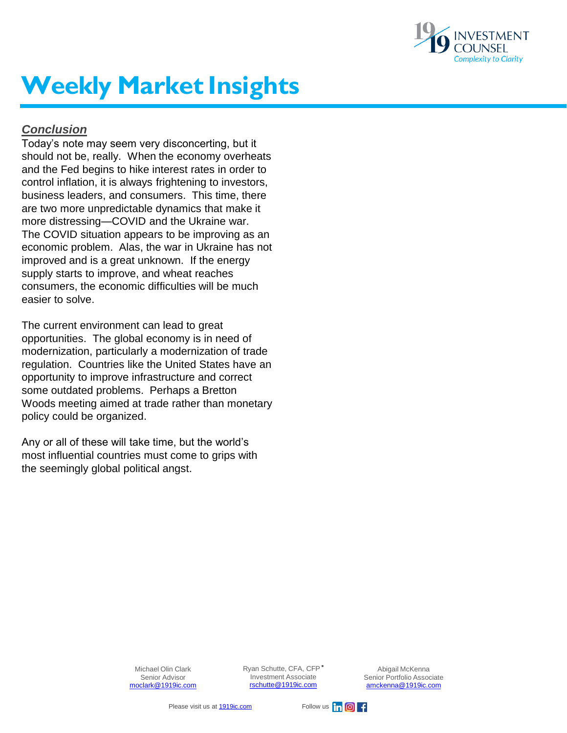# Weekly Market Insights

### ***Conclusion***

Today's note may seem very disconcerting, but it should not be, really. When the economy overheats and the Fed begins to hike interest rates in order to control inflation, it is always frightening to investors, business leaders, and consumers. This time, there are two more unpredictable dynamics that make it more distressing—COVID and the Ukraine war. The COVID situation appears to be improving as an economic problem. Alas, the war in Ukraine has not improved and is a great unknown. If the energy supply starts to improve, and wheat reaches consumers, the economic difficulties will be much easier to solve.

The current environment can lead to great opportunities. The global economy is in need of modernization, particularly a modernization of trade regulation. Countries like the United States have an opportunity to improve infrastructure and correct some outdated problems. Perhaps a Bretton Woods meeting aimed at trade rather than monetary policy could be organized.

Any or all of these will take time, but the world's most influential countries must come to grips with the seemingly global political angst.

Michael Olin Clark
Senior Advisor
moclark@1919ic.com

Ryan Schutte, CFA, CFP®
Investment Associate
rschutte@1919ic.com

Abigail McKenna
Senior Portfolio Associate
amckenna@1919ic.com

Please visit us at 1919ic.com

Follow us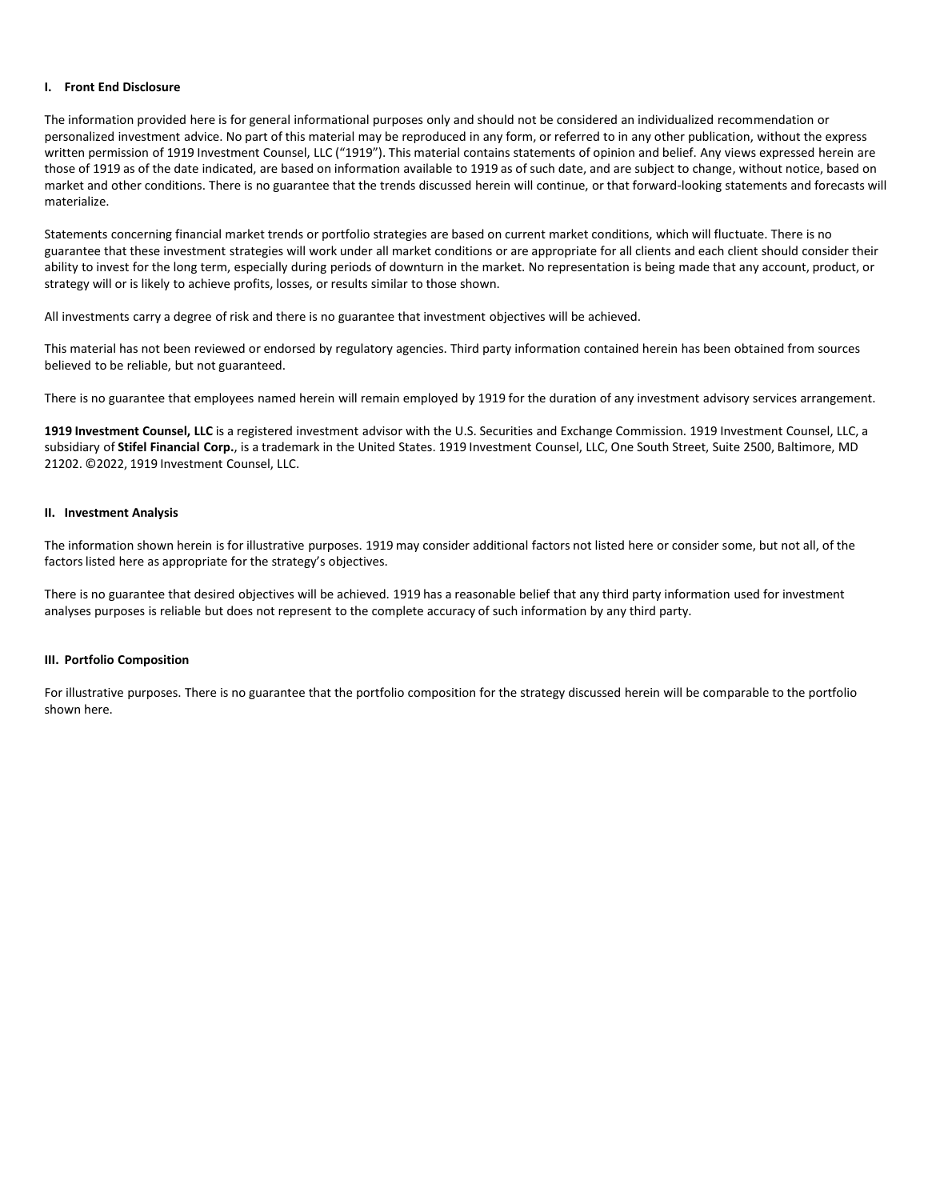## I. Front End Disclosure

The information provided here is for general informational purposes only and should not be considered an individualized recommendation or personalized investment advice. No part of this material may be reproduced in any form, or referred to in any other publication, without the express written permission of 1919 Investment Counsel, LLC ("1919"). This material contains statements of opinion and belief. Any views expressed herein are those of 1919 as of the date indicated, are based on information available to 1919 as of such date, and are subject to change, without notice, based on market and other conditions. There is no guarantee that the trends discussed herein will continue, or that forward-looking statements and forecasts will materialize.

Statements concerning financial market trends or portfolio strategies are based on current market conditions, which will fluctuate. There is no guarantee that these investment strategies will work under all market conditions or are appropriate for all clients and each client should consider their ability to invest for the long term, especially during periods of downturn in the market. No representation is being made that any account, product, or strategy will or is likely to achieve profits, losses, or results similar to those shown.

All investments carry a degree of risk and there is no guarantee that investment objectives will be achieved.

This material has not been reviewed or endorsed by regulatory agencies. Third party information contained herein has been obtained from sources believed to be reliable, but not guaranteed.

There is no guarantee that employees named herein will remain employed by 1919 for the duration of any investment advisory services arrangement.

**1919 Investment Counsel, LLC** is a registered investment advisor with the U.S. Securities and Exchange Commission. 1919 Investment Counsel, LLC, a subsidiary of **Stifel Financial Corp.**, is a trademark in the United States. 1919 Investment Counsel, LLC, One South Street, Suite 2500, Baltimore, MD 21202. ©2022, 1919 Investment Counsel, LLC.

## II. Investment Analysis

The information shown herein is for illustrative purposes. 1919 may consider additional factors not listed here or consider some, but not all, of the factors listed here as appropriate for the strategy's objectives.

There is no guarantee that desired objectives will be achieved. 1919 has a reasonable belief that any third party information used for investment analyses purposes is reliable but does not represent to the complete accuracy of such information by any third party.

## III. Portfolio Composition

For illustrative purposes. There is no guarantee that the portfolio composition for the strategy discussed herein will be comparable to the portfolio shown here.